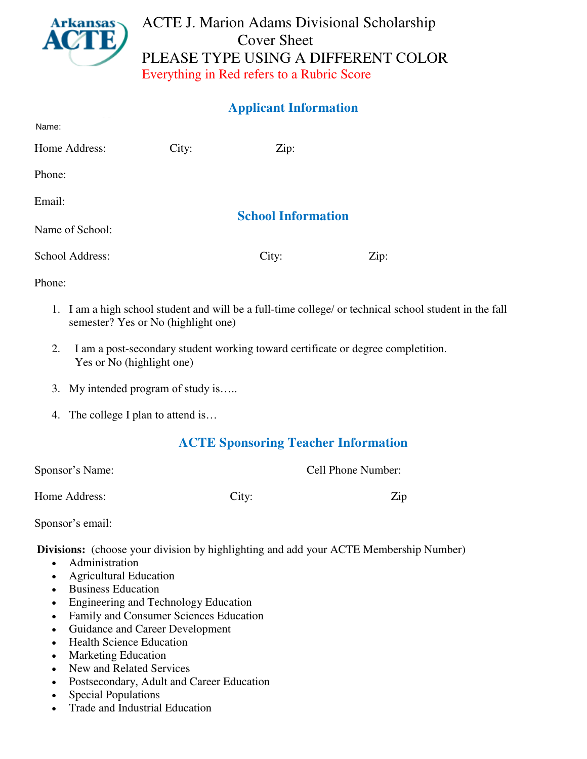# ACTE J. Marion Adams Divisional Scholarship

Cover Sheet

PLEASE TYPE USING A DIFFERENT COLOR

Everything in Red refers to a Rubric Score

## Applicant Information

Name:

Home Address: City: Zip:

Phone:

Email:

## School Information

Name of School:

School Address: City: Zip:

Phone:

1. I am a high school student and will be a full-time college/ or technical school student in the fall semester? Yes or No (highlight one)
2. I am a post-secondary student working toward certificate or degree completition. Yes or No (highlight one)
3. My intended program of study is…..
4. The college I plan to attend is…

## ACTE Sponsoring Teacher Information

Sponsor's Name: Cell Phone Number:

Home Address: City: Zip

Sponsor's email:

**Divisions:** (choose your division by highlighting and add your ACTE Membership Number)

- Administration
- Agricultural Education
- Business Education
- Engineering and Technology Education
- Family and Consumer Sciences Education
- Guidance and Career Development
- Health Science Education
- Marketing Education
- New and Related Services
- Postsecondary, Adult and Career Education
- Special Populations
- Trade and Industrial Education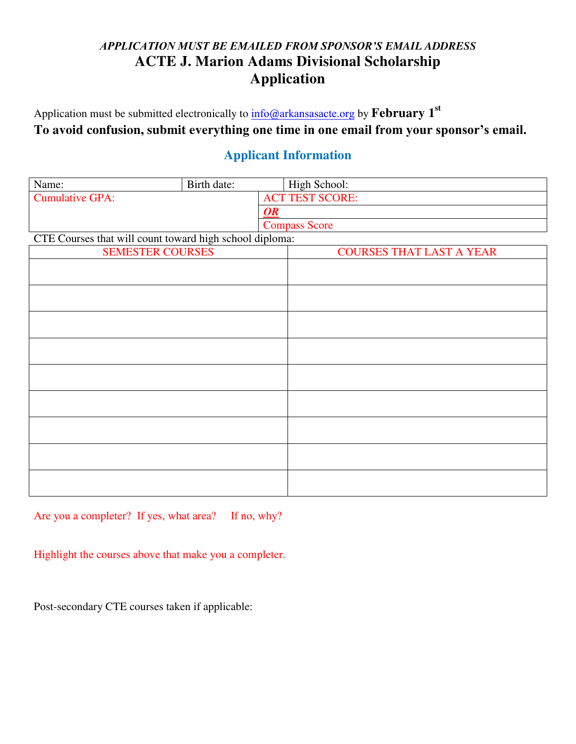*APPLICATION MUST BE EMAILED FROM SPONSOR'S EMAIL ADDRESS*

# ACTE J. Marion Adams Divisional Scholarship Application

Application must be submitted electronically to info@arkansasacte.org by **February 1st**

**To avoid confusion, submit everything one time in one email from your sponsor's email.**

## Applicant Information

| Name: | Birth date: | High School: |
|---|---|---|
| Cumulative GPA: | | ACT TEST SCORE: |
| | | ***OR*** |
| | | Compass Score |

CTE Courses that will count toward high school diploma:

| SEMESTER COURSES | COURSES THAT LAST A YEAR |
|---|---|
| | |
| | |
| | |
| | |
| | |
| | |
| | |
| | |
| | |

Are you a completer? If yes, what area? If no, why?

Highlight the courses above that make you a completer.

Post-secondary CTE courses taken if applicable: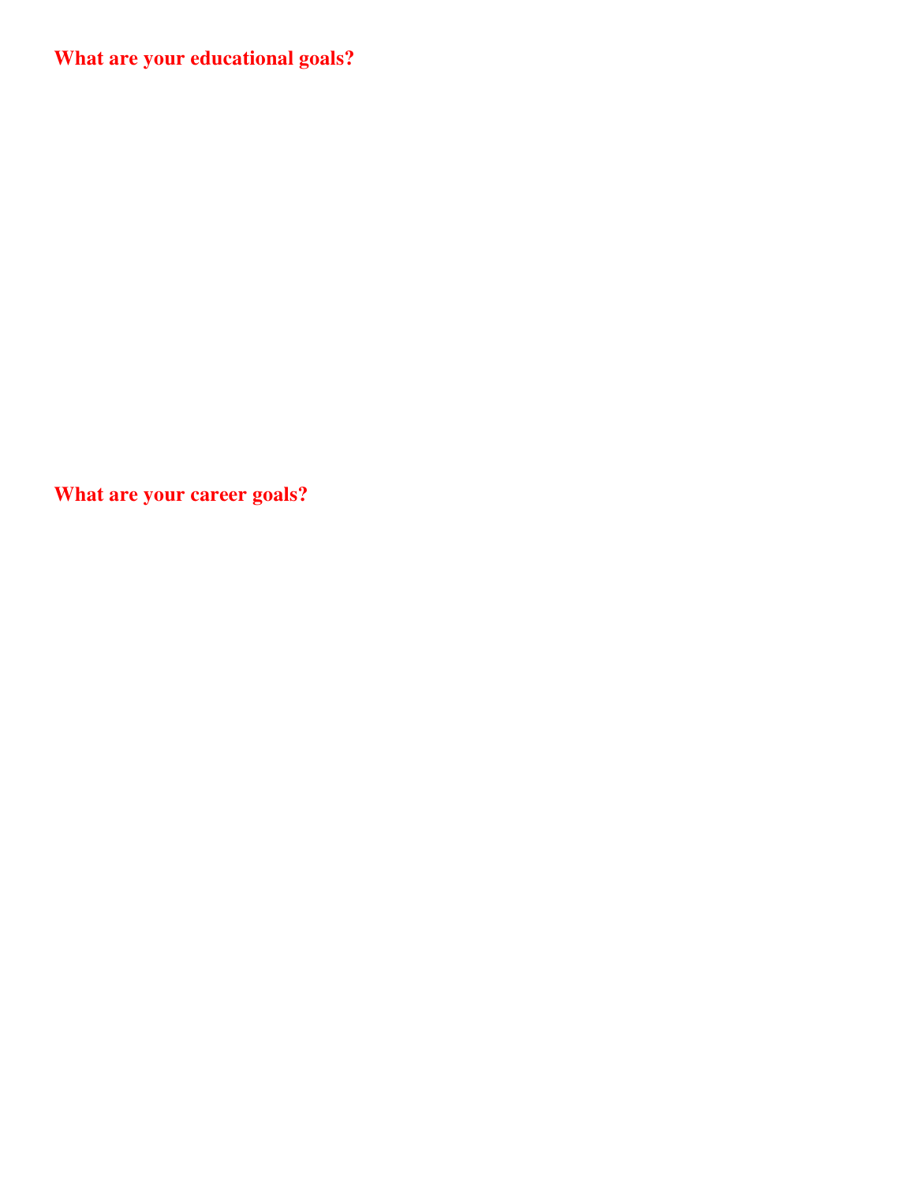**What are your educational goals?**

**What are your career goals?**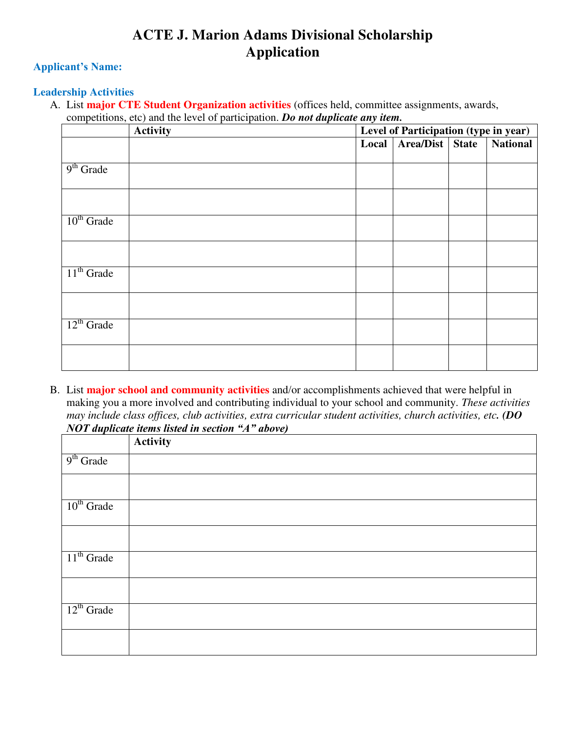# ACTE J. Marion Adams Divisional Scholarship Application

**Applicant's Name:**

**Leadership Activities**

A. List **major CTE Student Organization activities** (offices held, committee assignments, awards, competitions, etc) and the level of participation. ***Do not duplicate any item.***

| | Activity | Level of Participation (type in year) | | | |
|---|---|---|---|---|---|
| | | Local | Area/Dist | State | National |
| 9th Grade | | | | | |
| | | | | | |
| 10th Grade | | | | | |
| | | | | | |
| 11th Grade | | | | | |
| | | | | | |
| 12th Grade | | | | | |
| | | | | | |

B. List **major school and community activities** and/or accomplishments achieved that were helpful in making you a more involved and contributing individual to your school and community. *These activities may include class offices, club activities, extra curricular student activities, church activities, etc.* ***(DO NOT duplicate items listed in section "A" above)***

| | Activity |
|---|---|
| 9th Grade | |
| | |
| 10th Grade | |
| | |
| 11th Grade | |
| | |
| 12th Grade | |
| | |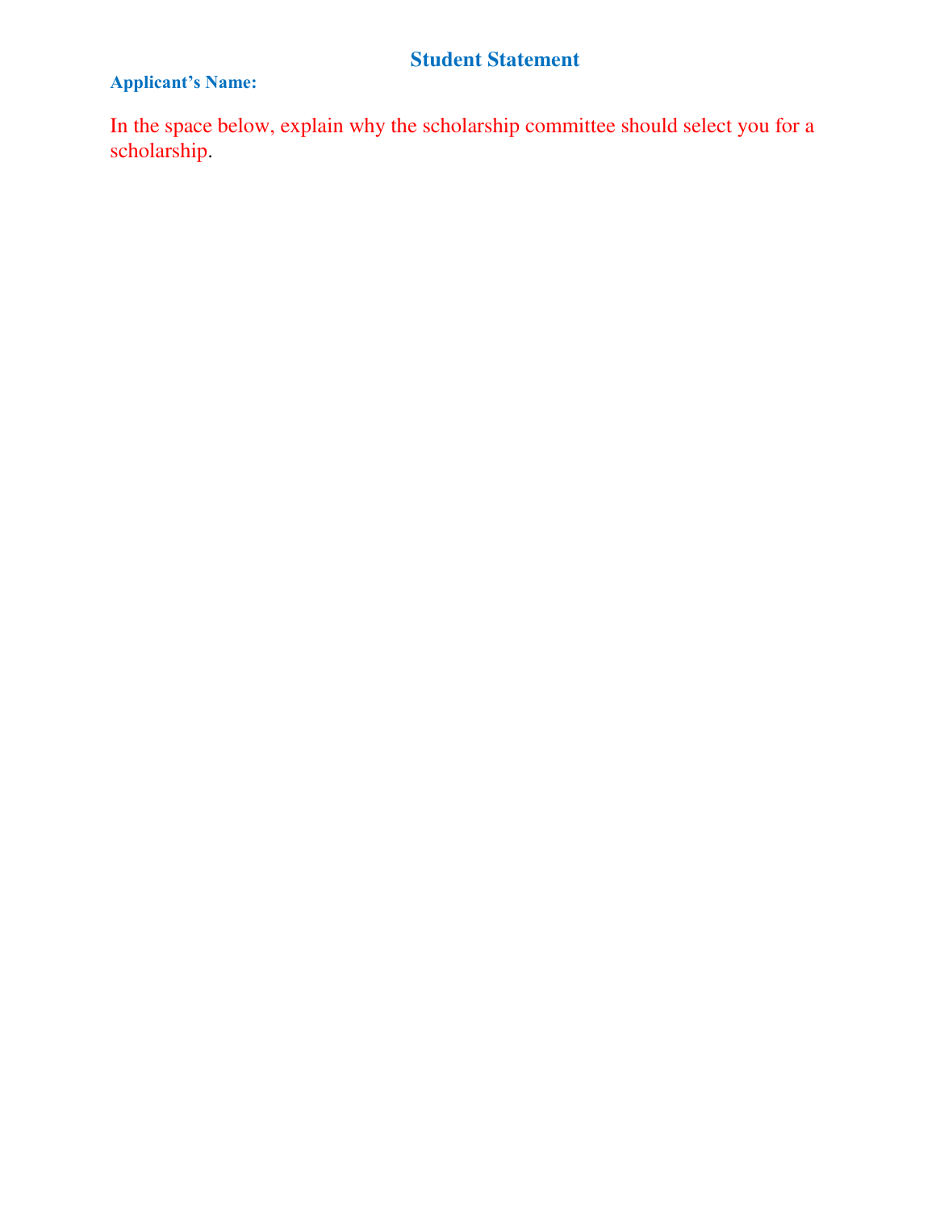## Student Statement

**Applicant's Name:**

In the space below, explain why the scholarship committee should select you for a scholarship.